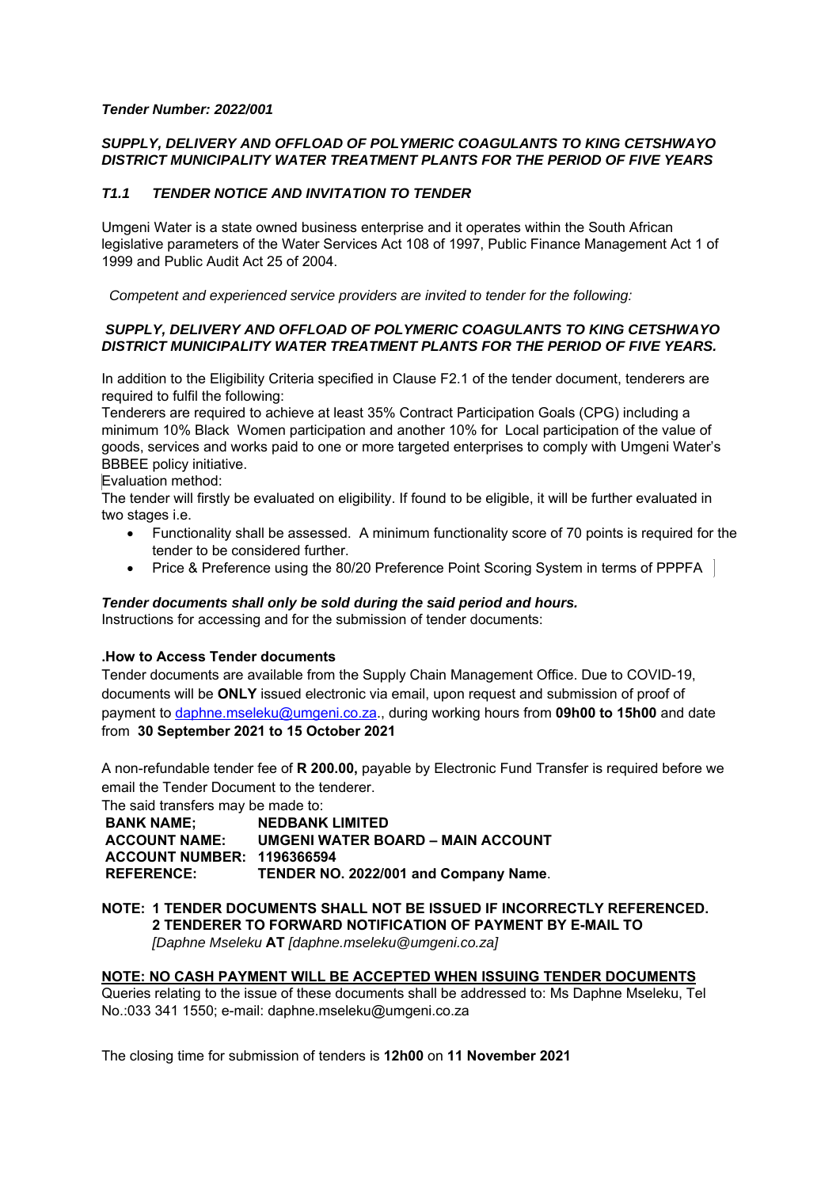***Tender Number: 2022/001***

***SUPPLY, DELIVERY AND OFFLOAD OF POLYMERIC COAGULANTS TO KING CETSHWAYO DISTRICT MUNICIPALITY WATER TREATMENT PLANTS FOR THE PERIOD OF FIVE YEARS***

## *T1.1 TENDER NOTICE AND INVITATION TO TENDER*

Umgeni Water is a state owned business enterprise and it operates within the South African legislative parameters of the Water Services Act 108 of 1997, Public Finance Management Act 1 of 1999 and Public Audit Act 25 of 2004.

*Competent and experienced service providers are invited to tender for the following:*

***SUPPLY, DELIVERY AND OFFLOAD OF POLYMERIC COAGULANTS TO KING CETSHWAYO DISTRICT MUNICIPALITY WATER TREATMENT PLANTS FOR THE PERIOD OF FIVE YEARS.***

In addition to the Eligibility Criteria specified in Clause F2.1 of the tender document, tenderers are required to fulfil the following:

Tenderers are required to achieve at least 35% Contract Participation Goals (CPG) including a minimum 10% Black Women participation and another 10% for Local participation of the value of goods, services and works paid to one or more targeted enterprises to comply with Umgeni Water's BBBEE policy initiative.

Evaluation method:

The tender will firstly be evaluated on eligibility. If found to be eligible, it will be further evaluated in two stages i.e.

- Functionality shall be assessed. A minimum functionality score of 70 points is required for the tender to be considered further.
- Price & Preference using the 80/20 Preference Point Scoring System in terms of PPPFA

***Tender documents shall only be sold during the said period and hours.***

Instructions for accessing and for the submission of tender documents:

**.How to Access Tender documents**

Tender documents are available from the Supply Chain Management Office. Due to COVID-19, documents will be **ONLY** issued electronic via email, upon request and submission of proof of payment to daphne.mseleku@umgeni.co.za., during working hours from **09h00 to 15h00** and date from **30 September 2021 to 15 October 2021**

A non-refundable tender fee of **R 200.00,** payable by Electronic Fund Transfer is required before we email the Tender Document to the tenderer.

The said transfers may be made to:

**BANK NAME;** **NEDBANK LIMITED**
**ACCOUNT NAME:** **UMGENI WATER BOARD – MAIN ACCOUNT**
**ACCOUNT NUMBER:** **1196366594**
**REFERENCE:** **TENDER NO. 2022/001 and Company Name**.

**NOTE: 1 TENDER DOCUMENTS SHALL NOT BE ISSUED IF INCORRECTLY REFERENCED.**
**2 TENDERER TO FORWARD NOTIFICATION OF PAYMENT BY E-MAIL TO**
*[Daphne Mseleku* **AT** *[daphne.mseleku@umgeni.co.za]*

**NOTE: NO CASH PAYMENT WILL BE ACCEPTED WHEN ISSUING TENDER DOCUMENTS**

Queries relating to the issue of these documents shall be addressed to: Ms Daphne Mseleku, Tel No.:033 341 1550; e-mail: daphne.mseleku@umgeni.co.za

The closing time for submission of tenders is **12h00** on **11 November 2021**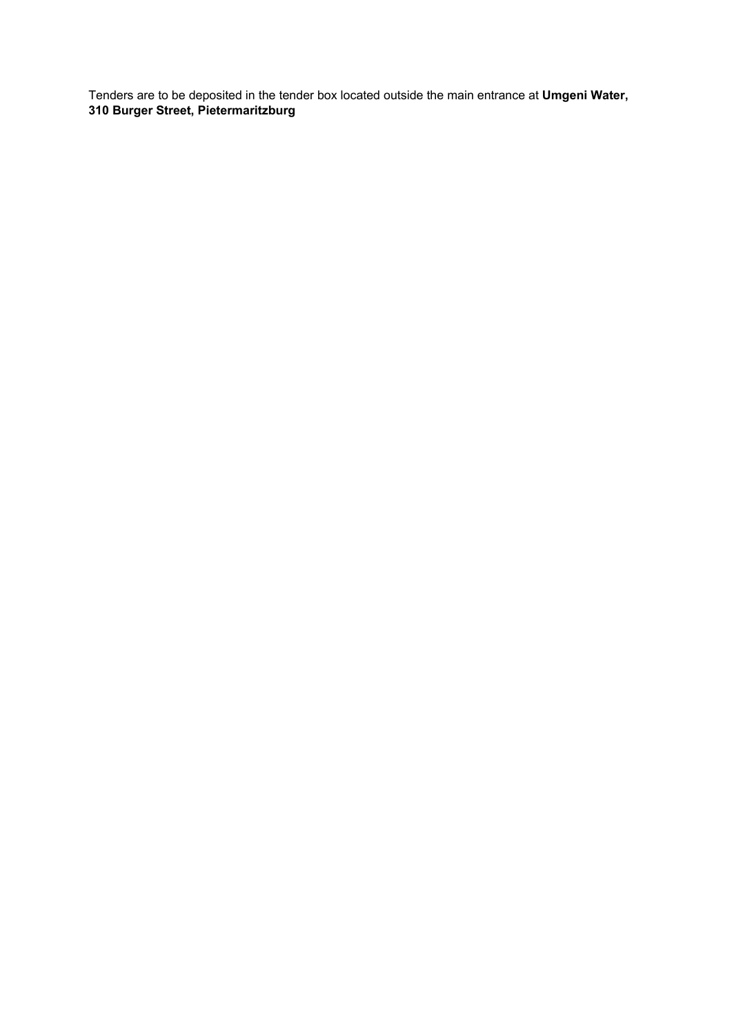Tenders are to be deposited in the tender box located outside the main entrance at **Umgeni Water, 310 Burger Street, Pietermaritzburg**